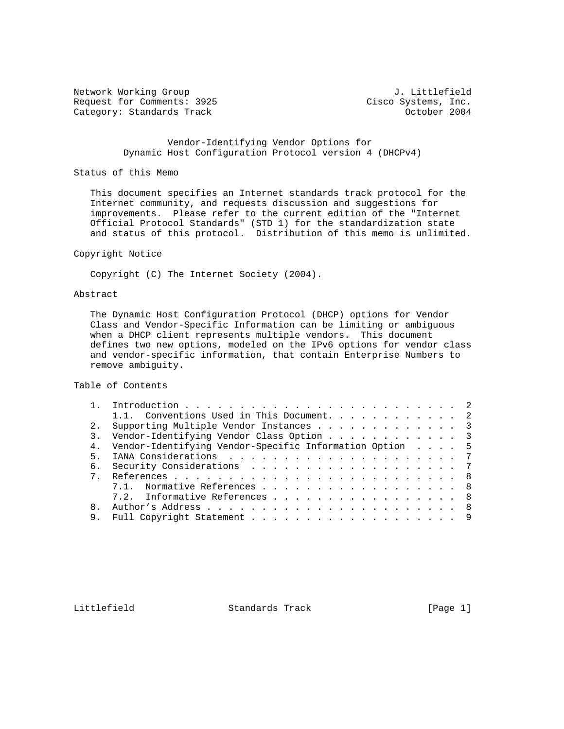Network Working Group J. Littlefield
Request for Comments: 3925 Cisco Systems, Inc.
Category: Standards Track October 2004

# Vendor-Identifying Vendor Options for Dynamic Host Configuration Protocol version 4 (DHCPv4)

## Status of this Memo

This document specifies an Internet standards track protocol for the Internet community, and requests discussion and suggestions for improvements. Please refer to the current edition of the "Internet Official Protocol Standards" (STD 1) for the standardization state and status of this protocol. Distribution of this memo is unlimited.

## Copyright Notice

Copyright (C) The Internet Society (2004).

## Abstract

The Dynamic Host Configuration Protocol (DHCP) options for Vendor Class and Vendor-Specific Information can be limiting or ambiguous when a DHCP client represents multiple vendors. This document defines two new options, modeled on the IPv6 options for vendor class and vendor-specific information, that contain Enterprise Numbers to remove ambiguity.

## Table of Contents

1. Introduction . . . . . . . . . . . . . . . . . . . . . . . . . 2
   1.1. Conventions Used in This Document. . . . . . . . . . . . 2
2. Supporting Multiple Vendor Instances . . . . . . . . . . . . 3
3. Vendor-Identifying Vendor Class Option . . . . . . . . . . . 3
4. Vendor-Identifying Vendor-Specific Information Option . . . . 5
5. IANA Considerations . . . . . . . . . . . . . . . . . . . . . 7
6. Security Considerations . . . . . . . . . . . . . . . . . . . 7
7. References . . . . . . . . . . . . . . . . . . . . . . . . . 8
   7.1. Normative References . . . . . . . . . . . . . . . . . . 8
   7.2. Informative References . . . . . . . . . . . . . . . . . 8
8. Author's Address . . . . . . . . . . . . . . . . . . . . . . 8
9. Full Copyright Statement . . . . . . . . . . . . . . . . . . 9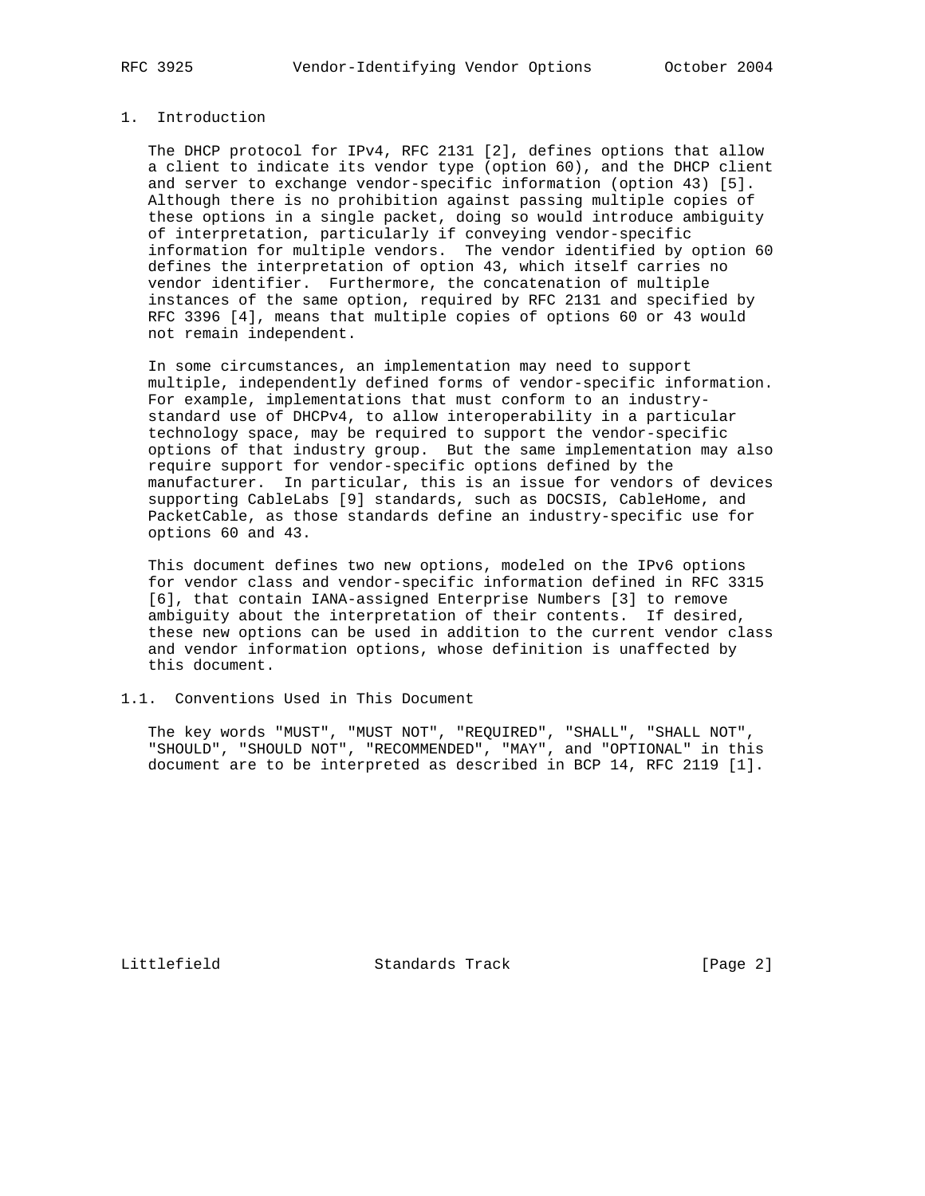## 1. Introduction

The DHCP protocol for IPv4, RFC 2131 [2], defines options that allow a client to indicate its vendor type (option 60), and the DHCP client and server to exchange vendor-specific information (option 43) [5]. Although there is no prohibition against passing multiple copies of these options in a single packet, doing so would introduce ambiguity of interpretation, particularly if conveying vendor-specific information for multiple vendors. The vendor identified by option 60 defines the interpretation of option 43, which itself carries no vendor identifier. Furthermore, the concatenation of multiple instances of the same option, required by RFC 2131 and specified by RFC 3396 [4], means that multiple copies of options 60 or 43 would not remain independent.

In some circumstances, an implementation may need to support multiple, independently defined forms of vendor-specific information. For example, implementations that must conform to an industry-standard use of DHCPv4, to allow interoperability in a particular technology space, may be required to support the vendor-specific options of that industry group. But the same implementation may also require support for vendor-specific options defined by the manufacturer. In particular, this is an issue for vendors of devices supporting CableLabs [9] standards, such as DOCSIS, CableHome, and PacketCable, as those standards define an industry-specific use for options 60 and 43.

This document defines two new options, modeled on the IPv6 options for vendor class and vendor-specific information defined in RFC 3315 [6], that contain IANA-assigned Enterprise Numbers [3] to remove ambiguity about the interpretation of their contents. If desired, these new options can be used in addition to the current vendor class and vendor information options, whose definition is unaffected by this document.

### 1.1. Conventions Used in This Document

The key words "MUST", "MUST NOT", "REQUIRED", "SHALL", "SHALL NOT", "SHOULD", "SHOULD NOT", "RECOMMENDED", "MAY", and "OPTIONAL" in this document are to be interpreted as described in BCP 14, RFC 2119 [1].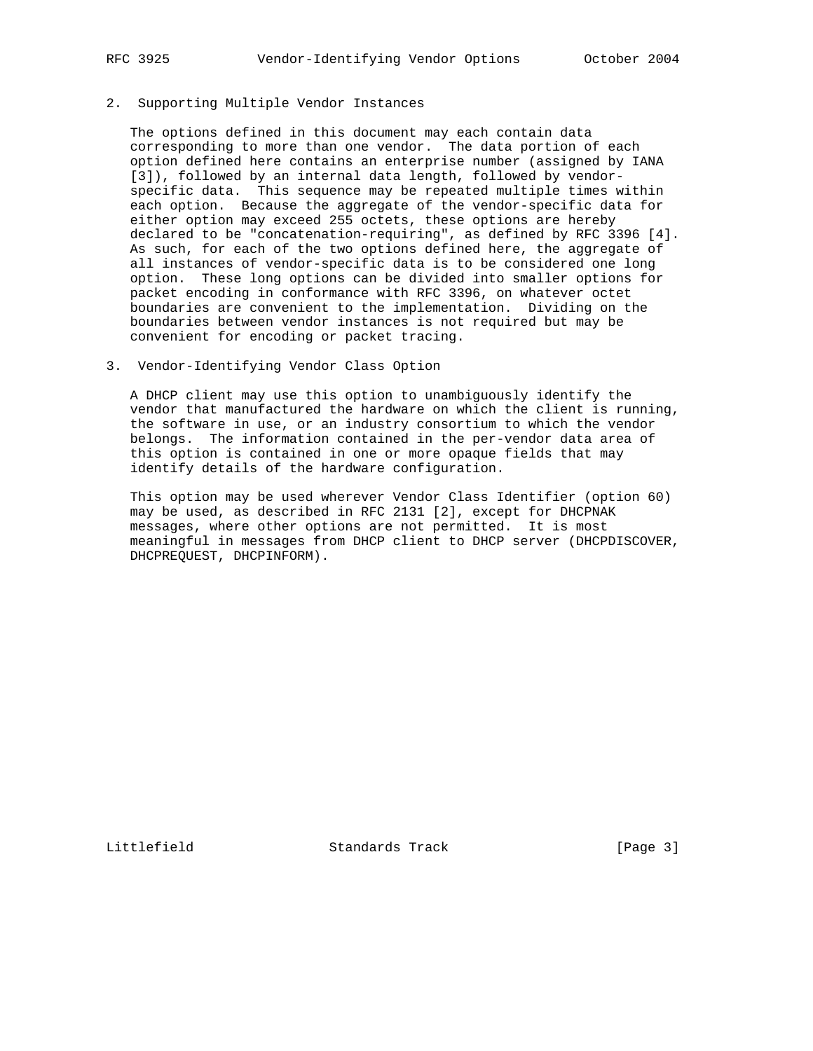## 2. Supporting Multiple Vendor Instances

The options defined in this document may each contain data corresponding to more than one vendor. The data portion of each option defined here contains an enterprise number (assigned by IANA [3]), followed by an internal data length, followed by vendor-specific data. This sequence may be repeated multiple times within each option. Because the aggregate of the vendor-specific data for either option may exceed 255 octets, these options are hereby declared to be "concatenation-requiring", as defined by RFC 3396 [4]. As such, for each of the two options defined here, the aggregate of all instances of vendor-specific data is to be considered one long option. These long options can be divided into smaller options for packet encoding in conformance with RFC 3396, on whatever octet boundaries are convenient to the implementation. Dividing on the boundaries between vendor instances is not required but may be convenient for encoding or packet tracing.

## 3. Vendor-Identifying Vendor Class Option

A DHCP client may use this option to unambiguously identify the vendor that manufactured the hardware on which the client is running, the software in use, or an industry consortium to which the vendor belongs. The information contained in the per-vendor data area of this option is contained in one or more opaque fields that may identify details of the hardware configuration.

This option may be used wherever Vendor Class Identifier (option 60) may be used, as described in RFC 2131 [2], except for DHCPNAK messages, where other options are not permitted. It is most meaningful in messages from DHCP client to DHCP server (DHCPDISCOVER, DHCPREQUEST, DHCPINFORM).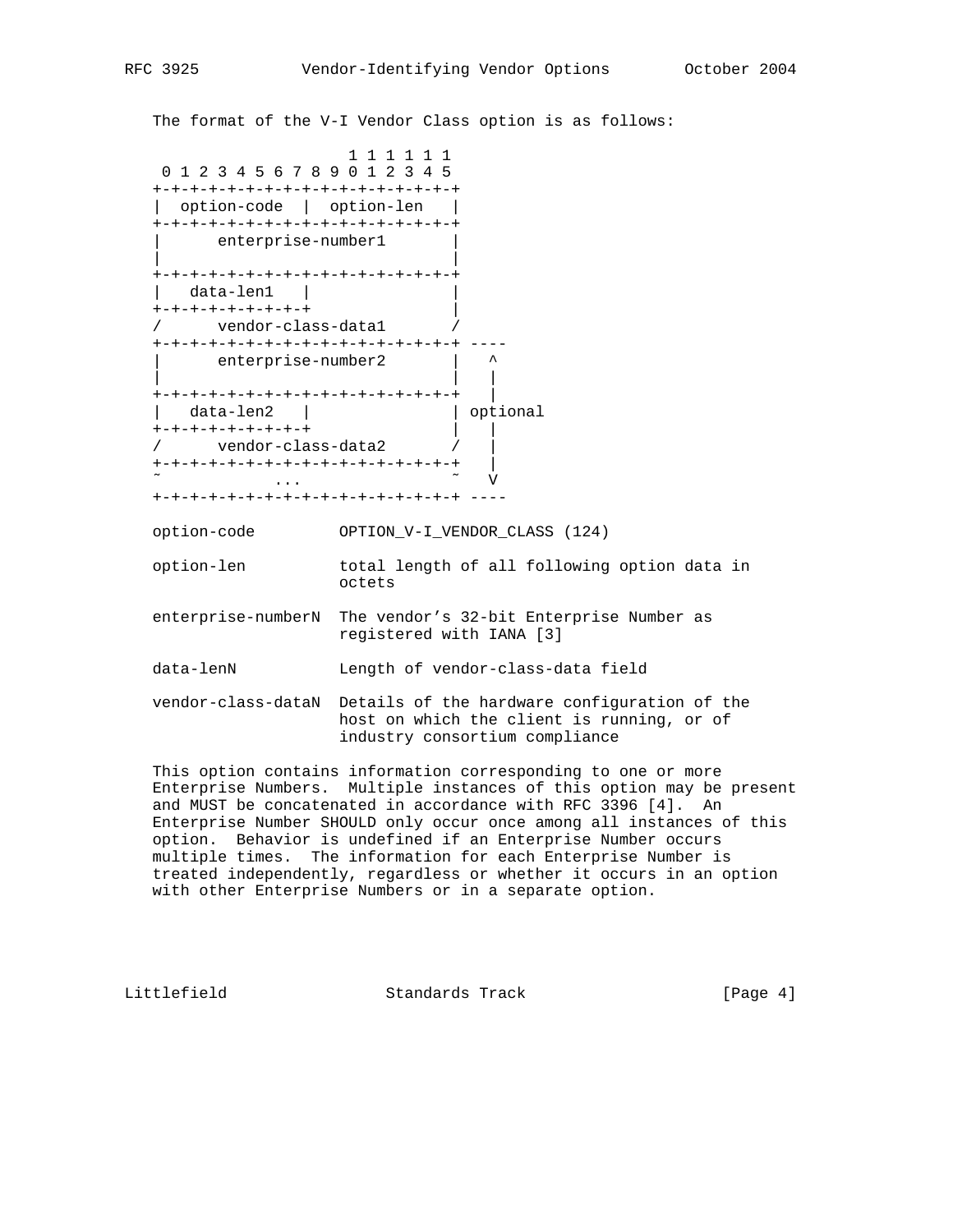The format of the V-I Vendor Class option is as follows:

```
                     1 1 1 1 1 1
 0 1 2 3 4 5 6 7 8 9 0 1 2 3 4 5
+-+-+-+-+-+-+-+-+-+-+-+-+-+-+-+-+
|  option-code  |  option-len   |
+-+-+-+-+-+-+-+-+-+-+-+-+-+-+-+-+
|      enterprise-number1       |
|                               |
+-+-+-+-+-+-+-+-+-+-+-+-+-+-+-+-+
|   data-len1   |               |
+-+-+-+-+-+-+-+-+               |
/      vendor-class-data1       /
+-+-+-+-+-+-+-+-+-+-+-+-+-+-+-+-+ ----
|      enterprise-number2       |   ^
|                               |   |
+-+-+-+-+-+-+-+-+-+-+-+-+-+-+-+-+   |
|   data-len2   |               | optional
+-+-+-+-+-+-+-+-+               |   |
/      vendor-class-data2       /   |
+-+-+-+-+-+-+-+-+-+-+-+-+-+-+-+-+   |
~            ...                ~   V
+-+-+-+-+-+-+-+-+-+-+-+-+-+-+-+-+ ----
```

option-code OPTION_V-I_VENDOR_CLASS (124)

option-len total length of all following option data in octets

enterprise-numberN The vendor's 32-bit Enterprise Number as registered with IANA [3]

data-lenN Length of vendor-class-data field

vendor-class-dataN Details of the hardware configuration of the host on which the client is running, or of industry consortium compliance

This option contains information corresponding to one or more Enterprise Numbers. Multiple instances of this option may be present and MUST be concatenated in accordance with RFC 3396 [4]. An Enterprise Number SHOULD only occur once among all instances of this option. Behavior is undefined if an Enterprise Number occurs multiple times. The information for each Enterprise Number is treated independently, regardless or whether it occurs in an option with other Enterprise Numbers or in a separate option.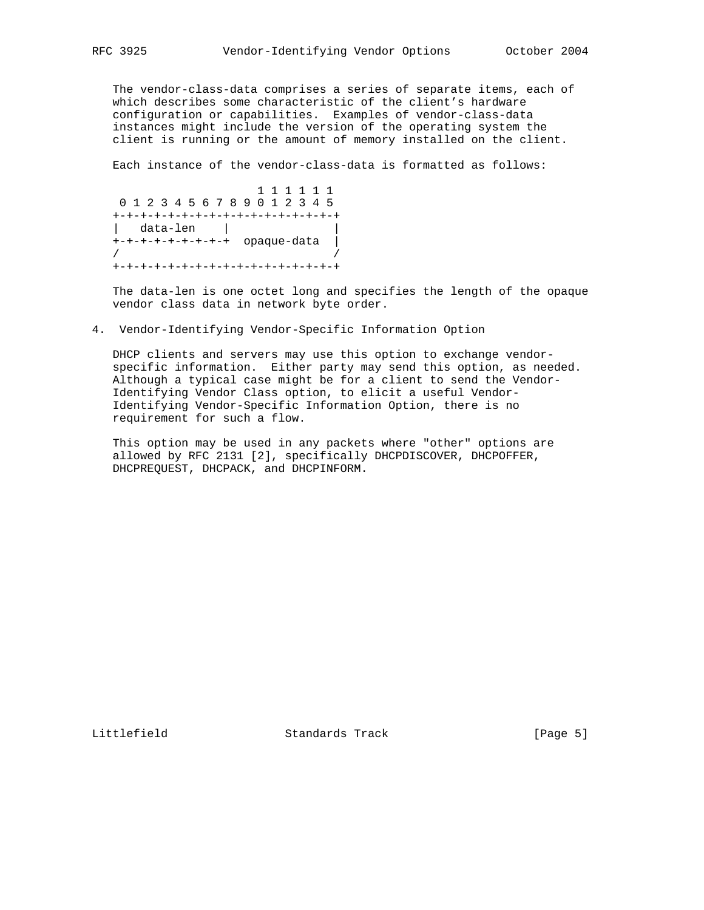The vendor-class-data comprises a series of separate items, each of which describes some characteristic of the client's hardware configuration or capabilities. Examples of vendor-class-data instances might include the version of the operating system the client is running or the amount of memory installed on the client.

Each instance of the vendor-class-data is formatted as follows:

```
                    1 1 1 1 1 1
 0 1 2 3 4 5 6 7 8 9 0 1 2 3 4 5
+-+-+-+-+-+-+-+-+-+-+-+-+-+-+-+-+
|   data-len    |               |
+-+-+-+-+-+-+-+-+  opaque-data  |
/                               /
+-+-+-+-+-+-+-+-+-+-+-+-+-+-+-+-+
```

The data-len is one octet long and specifies the length of the opaque vendor class data in network byte order.

## 4. Vendor-Identifying Vendor-Specific Information Option

DHCP clients and servers may use this option to exchange vendor-specific information. Either party may send this option, as needed. Although a typical case might be for a client to send the Vendor-Identifying Vendor Class option, to elicit a useful Vendor-Identifying Vendor-Specific Information Option, there is no requirement for such a flow.

This option may be used in any packets where "other" options are allowed by RFC 2131 [2], specifically DHCPDISCOVER, DHCPOFFER, DHCPREQUEST, DHCPACK, and DHCPINFORM.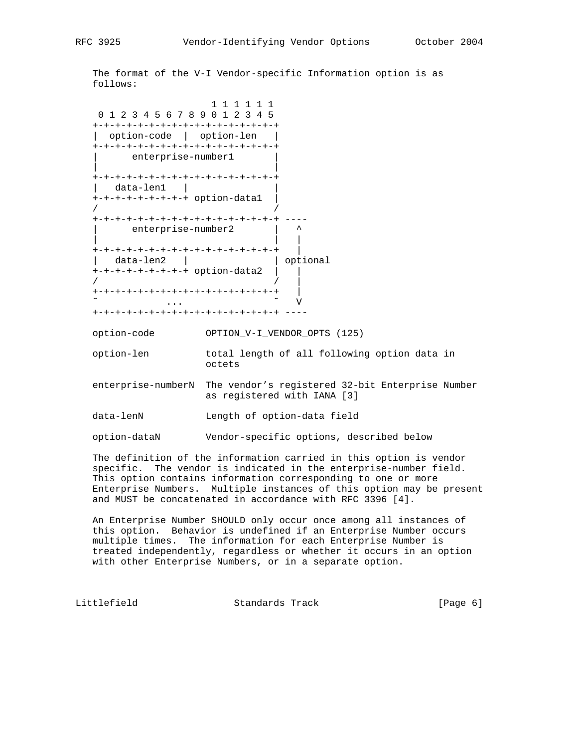The format of the V-I Vendor-specific Information option is as follows:

```
                     1 1 1 1 1 1
 0 1 2 3 4 5 6 7 8 9 0 1 2 3 4 5
+-+-+-+-+-+-+-+-+-+-+-+-+-+-+-+-+
|  option-code  |  option-len   |
+-+-+-+-+-+-+-+-+-+-+-+-+-+-+-+-+
|      enterprise-number1       |
|                               |
+-+-+-+-+-+-+-+-+-+-+-+-+-+-+-+-+
|   data-len1   |               |
+-+-+-+-+-+-+-+-+ option-data1  |
/                               /
+-+-+-+-+-+-+-+-+-+-+-+-+-+-+-+-+ ----
|      enterprise-number2       |   ^
|                               |   |
+-+-+-+-+-+-+-+-+-+-+-+-+-+-+-+-+   |
|   data-len2   |               | optional
+-+-+-+-+-+-+-+-+ option-data2  |   |
/                               /   |
+-+-+-+-+-+-+-+-+-+-+-+-+-+-+-+-+   |
~            ...                ~   V
+-+-+-+-+-+-+-+-+-+-+-+-+-+-+-+-+ ----
```

option-code OPTION_V-I_VENDOR_OPTS (125)

option-len total length of all following option data in octets

enterprise-numberN The vendor's registered 32-bit Enterprise Number as registered with IANA [3]

data-lenN Length of option-data field

option-dataN Vendor-specific options, described below

The definition of the information carried in this option is vendor specific. The vendor is indicated in the enterprise-number field. This option contains information corresponding to one or more Enterprise Numbers. Multiple instances of this option may be present and MUST be concatenated in accordance with RFC 3396 [4].

An Enterprise Number SHOULD only occur once among all instances of this option. Behavior is undefined if an Enterprise Number occurs multiple times. The information for each Enterprise Number is treated independently, regardless or whether it occurs in an option with other Enterprise Numbers, or in a separate option.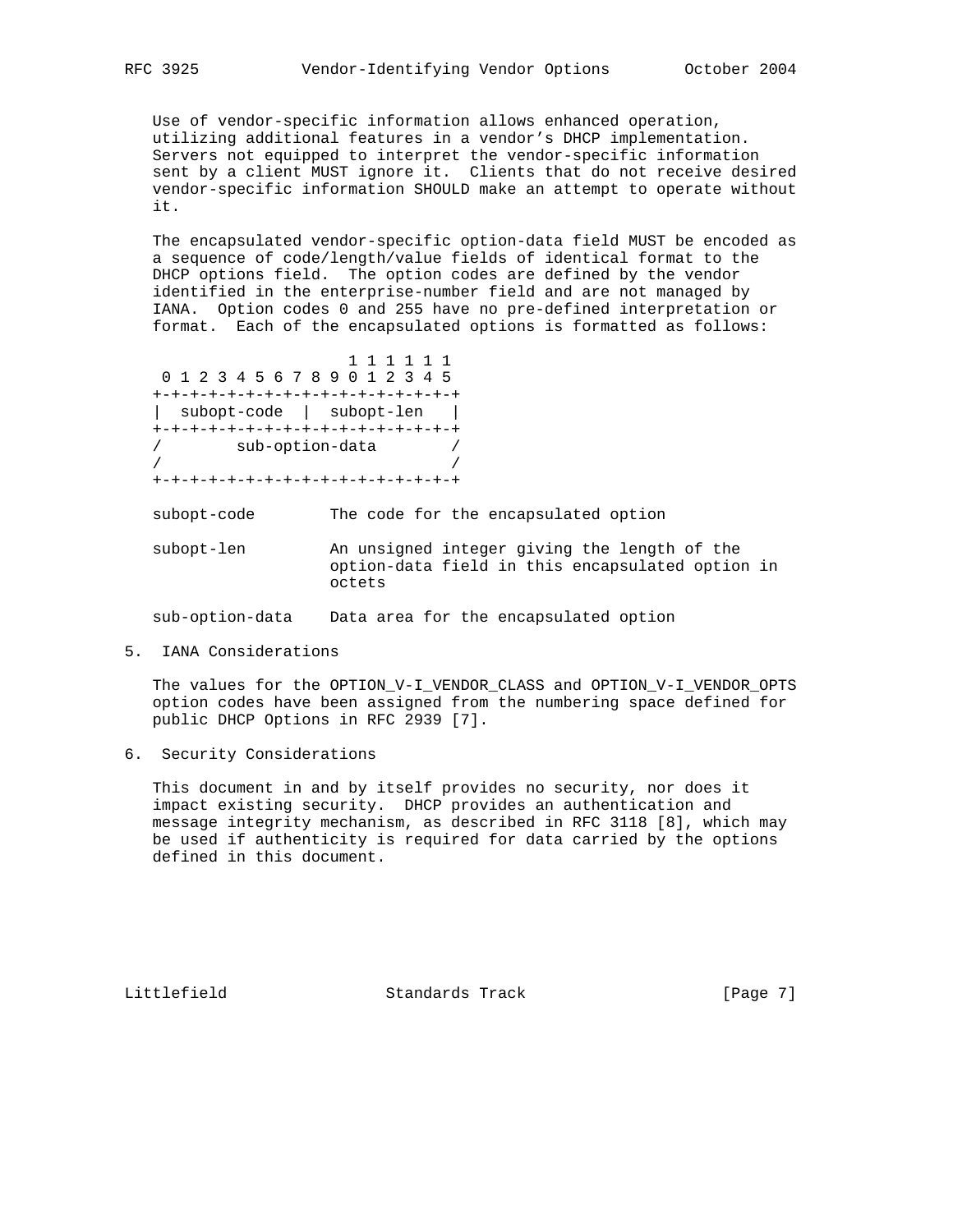Use of vendor-specific information allows enhanced operation, utilizing additional features in a vendor's DHCP implementation. Servers not equipped to interpret the vendor-specific information sent by a client MUST ignore it. Clients that do not receive desired vendor-specific information SHOULD make an attempt to operate without it.

The encapsulated vendor-specific option-data field MUST be encoded as a sequence of code/length/value fields of identical format to the DHCP options field. The option codes are defined by the vendor identified in the enterprise-number field and are not managed by IANA. Option codes 0 and 255 have no pre-defined interpretation or format. Each of the encapsulated options is formatted as follows:

```
                     1 1 1 1 1 1
 0 1 2 3 4 5 6 7 8 9 0 1 2 3 4 5
+-+-+-+-+-+-+-+-+-+-+-+-+-+-+-+-+
|  subopt-code  |  subopt-len   |
+-+-+-+-+-+-+-+-+-+-+-+-+-+-+-+-+
/        sub-option-data        /
/                               /
+-+-+-+-+-+-+-+-+-+-+-+-+-+-+-+-+
```

subopt-code        The code for the encapsulated option

subopt-len         An unsigned integer giving the length of the option-data field in this encapsulated option in octets

sub-option-data    Data area for the encapsulated option

## 5. IANA Considerations

The values for the OPTION_V-I_VENDOR_CLASS and OPTION_V-I_VENDOR_OPTS option codes have been assigned from the numbering space defined for public DHCP Options in RFC 2939 [7].

## 6. Security Considerations

This document in and by itself provides no security, nor does it impact existing security. DHCP provides an authentication and message integrity mechanism, as described in RFC 3118 [8], which may be used if authenticity is required for data carried by the options defined in this document.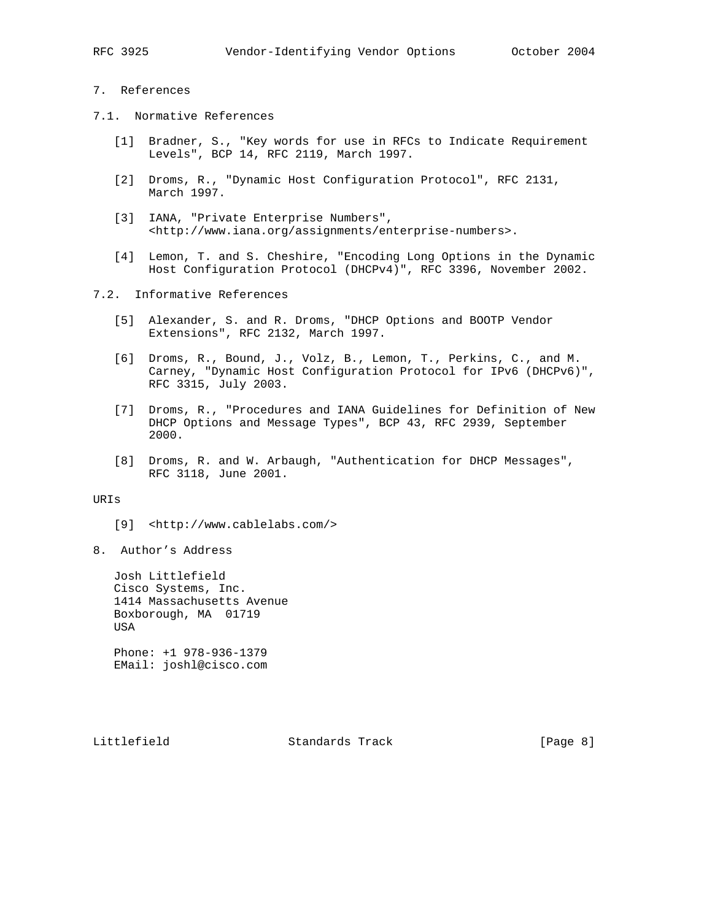## 7. References

### 7.1. Normative References

[1] Bradner, S., "Key words for use in RFCs to Indicate Requirement Levels", BCP 14, RFC 2119, March 1997.

[2] Droms, R., "Dynamic Host Configuration Protocol", RFC 2131, March 1997.

[3] IANA, "Private Enterprise Numbers", <http://www.iana.org/assignments/enterprise-numbers>.

[4] Lemon, T. and S. Cheshire, "Encoding Long Options in the Dynamic Host Configuration Protocol (DHCPv4)", RFC 3396, November 2002.

### 7.2. Informative References

[5] Alexander, S. and R. Droms, "DHCP Options and BOOTP Vendor Extensions", RFC 2132, March 1997.

[6] Droms, R., Bound, J., Volz, B., Lemon, T., Perkins, C., and M. Carney, "Dynamic Host Configuration Protocol for IPv6 (DHCPv6)", RFC 3315, July 2003.

[7] Droms, R., "Procedures and IANA Guidelines for Definition of New DHCP Options and Message Types", BCP 43, RFC 2939, September 2000.

[8] Droms, R. and W. Arbaugh, "Authentication for DHCP Messages", RFC 3118, June 2001.

URIs

[9] <http://www.cablelabs.com/>

## 8. Author's Address

Josh Littlefield
Cisco Systems, Inc.
1414 Massachusetts Avenue
Boxborough, MA 01719
USA

Phone: +1 978-936-1379
EMail: joshl@cisco.com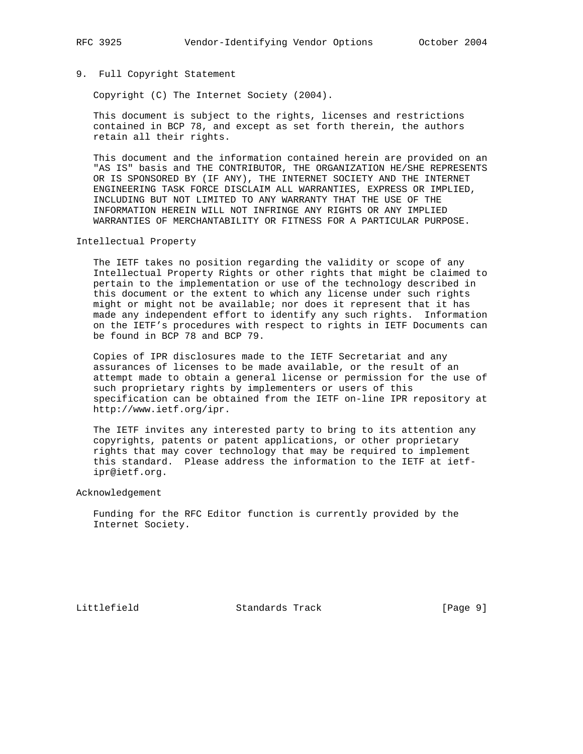## 9. Full Copyright Statement

Copyright (C) The Internet Society (2004).

This document is subject to the rights, licenses and restrictions contained in BCP 78, and except as set forth therein, the authors retain all their rights.

This document and the information contained herein are provided on an "AS IS" basis and THE CONTRIBUTOR, THE ORGANIZATION HE/SHE REPRESENTS OR IS SPONSORED BY (IF ANY), THE INTERNET SOCIETY AND THE INTERNET ENGINEERING TASK FORCE DISCLAIM ALL WARRANTIES, EXPRESS OR IMPLIED, INCLUDING BUT NOT LIMITED TO ANY WARRANTY THAT THE USE OF THE INFORMATION HEREIN WILL NOT INFRINGE ANY RIGHTS OR ANY IMPLIED WARRANTIES OF MERCHANTABILITY OR FITNESS FOR A PARTICULAR PURPOSE.

## Intellectual Property

The IETF takes no position regarding the validity or scope of any Intellectual Property Rights or other rights that might be claimed to pertain to the implementation or use of the technology described in this document or the extent to which any license under such rights might or might not be available; nor does it represent that it has made any independent effort to identify any such rights. Information on the IETF's procedures with respect to rights in IETF Documents can be found in BCP 78 and BCP 79.

Copies of IPR disclosures made to the IETF Secretariat and any assurances of licenses to be made available, or the result of an attempt made to obtain a general license or permission for the use of such proprietary rights by implementers or users of this specification can be obtained from the IETF on-line IPR repository at http://www.ietf.org/ipr.

The IETF invites any interested party to bring to its attention any copyrights, patents or patent applications, or other proprietary rights that may cover technology that may be required to implement this standard. Please address the information to the IETF at ietf-ipr@ietf.org.

## Acknowledgement

Funding for the RFC Editor function is currently provided by the Internet Society.